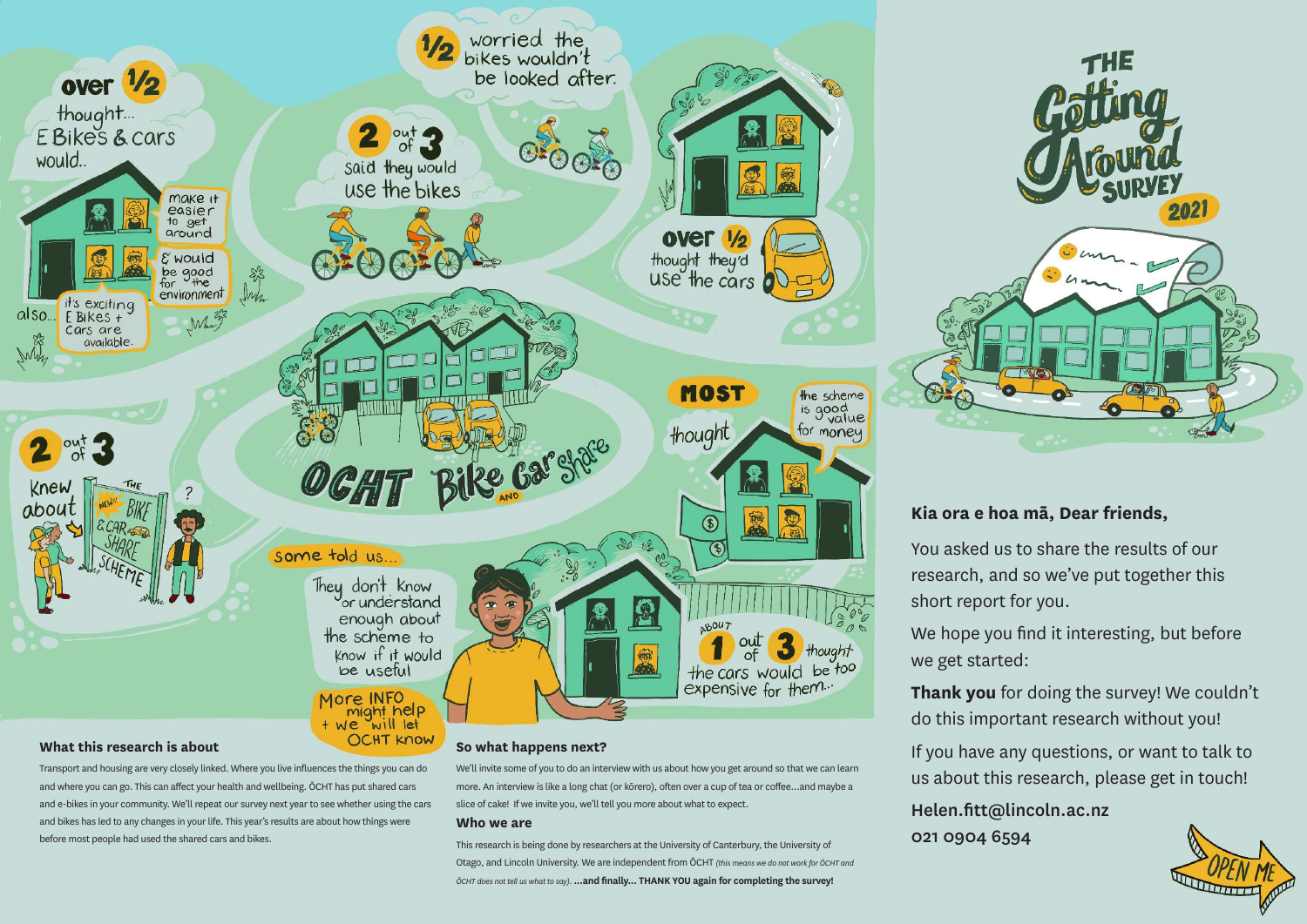# THE Getting Around SURVEY 2021

**over 1/2** thought... E Bikes & cars would..

make it easier to get around

& would be good for the environment

also... it's exciting E Bikes + Cars are available.

**1/2** worried the bikes wouldn't be looked after.

**2 out of 3** said they would use the bikes

**over 1/2** thought they'd use the cars

**2 out of 3** knew about THE NEW! BIKE & CAR SHARE SCHEME

ŌCHT Bike AND Car Share

**MOST** thought the scheme is good value for money

some told us... They don't know or understand enough about the scheme to know if it would be useful

More INFO might help + we will let ŌCHT know

ABOUT **1 out of 3** thought the cars would be too expensive for them...

### What this research is about

Transport and housing are very closely linked. Where you live influences the things you can do and where you can go. This can affect your health and wellbeing. ŌCHT has put shared cars and e-bikes in your community. We'll repeat our survey next year to see whether using the cars and bikes has led to any changes in your life. This year's results are about how things were before most people had used the shared cars and bikes.

### So what happens next?

We'll invite some of you to do an interview with us about how you get around so that we can learn more. An interview is like a long chat (or kōrero), often over a cup of tea or coffee...and maybe a slice of cake! If we invite you, we'll tell you more about what to expect.

### Who we are

This research is being done by researchers at the University of Canterbury, the University of Otago, and Lincoln University. We are independent from ŌCHT *(this means we do not work for ŌCHT and ŌCHT does not tell us what to say)*. **...and finally... THANK YOU again for completing the survey!**

**Kia ora e hoa mā, Dear friends,**

You asked us to share the results of our research, and so we've put together this short report for you.

We hope you find it interesting, but before we get started:

**Thank you** for doing the survey! We couldn't do this important research without you!

If you have any questions, or want to talk to us about this research, please get in touch!

**Helen.fitt@lincoln.ac.nz**

**021 0904 6594**

OPEN ME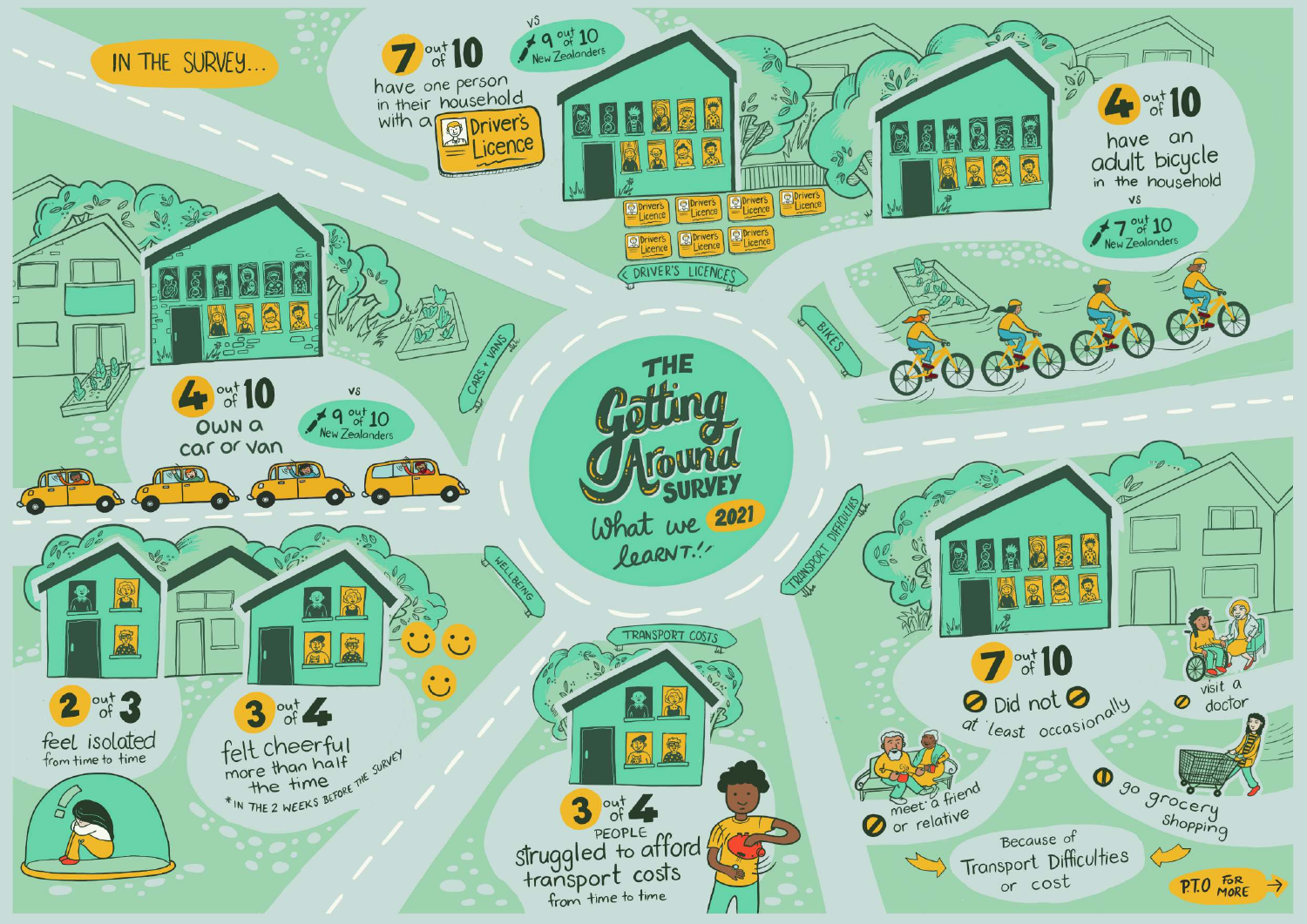# The Getting Around Survey

## What we learnt!! 2021

IN THE SURVEY...

**7 out of 10** have one person in their household with a Driver's Licence

vs 9 out of 10 New Zealanders

DRIVER'S LICENCES

**4 out of 10** have an adult bicycle in the household

vs 7 out of 10 New Zealanders

BIKES

**4 out of 10** own a car or van

vs 9 out of 10 New Zealanders

CARS + VANS

**2 out of 3** feel isolated from time to time

**3 out of 4** felt cheerful more than half the time*

*IN THE 2 WEEKS BEFORE THE SURVEY

WELLBEING

**3 out of 4 PEOPLE** struggled to afford transport costs from time to time

TRANSPORT COSTS

**7 out of 10** Did not at least occasionally

- visit a doctor
- go grocery shopping
- meet a friend or relative

Because of Transport Difficulties or cost

TRANSPORT DIFFICULTIES

P.T.O FOR MORE →